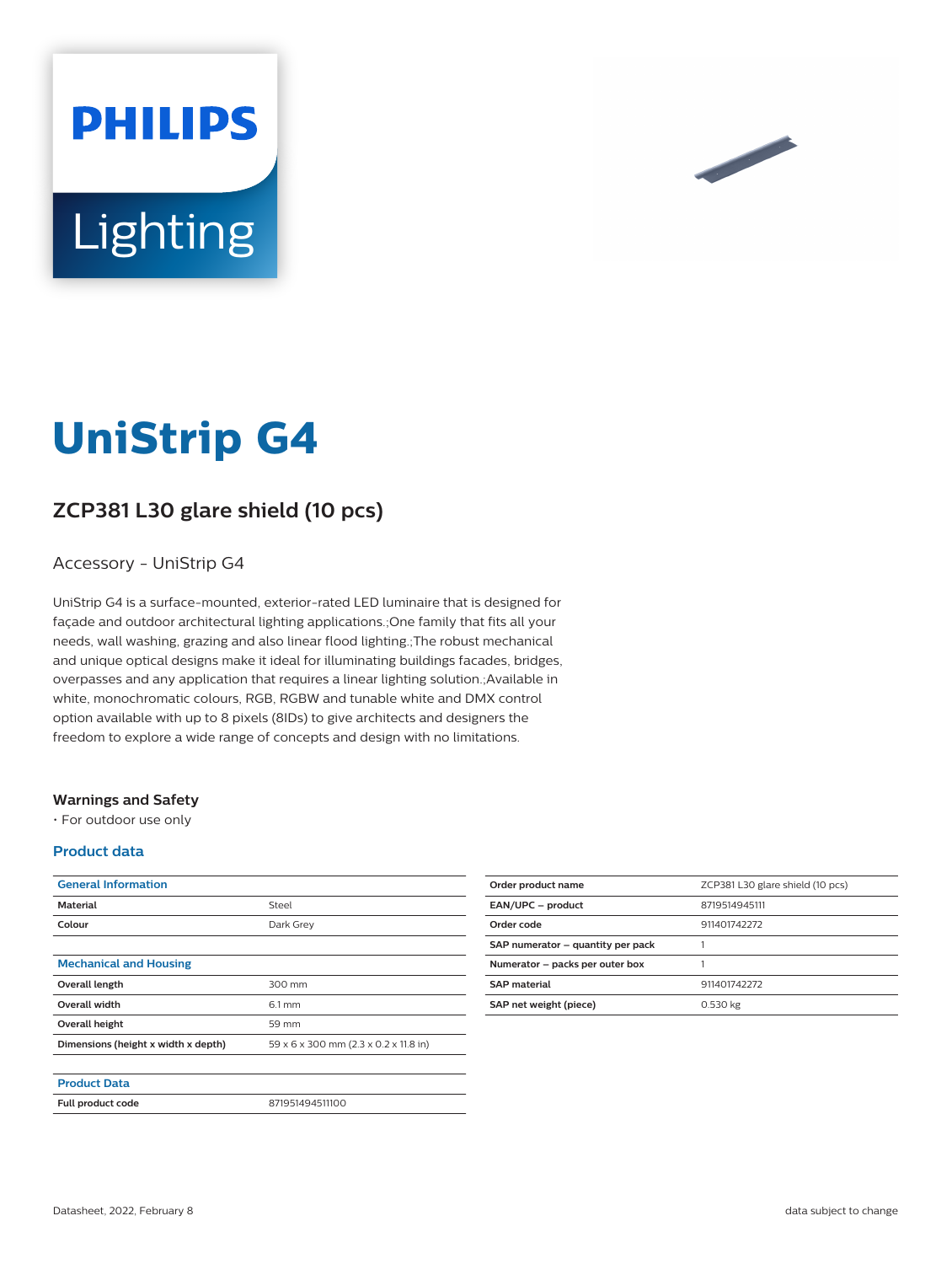# UniStrip G4

## ZCP381 L30 glare shield (10 pcs)

Accessory - UniStrip G4

UniStrip G4 is a surface-mounted, exterior-rated LED luminaire that is designed for façade and outdoor architectural lighting applications.;One family that fits all your needs, wall washing, grazing and also linear flood lighting.;The robust mechanical and unique optical designs make it ideal for illuminating buildings facades, bridges, overpasses and any application that requires a linear lighting solution.;Available in white, monochromatic colours, RGB, RGBW and tunable white and DMX control option available with up to 8 pixels (8IDs) to give architects and designers the freedom to explore a wide range of concepts and design with no limitations.

### Warnings and Safety

- For outdoor use only

### Product data

| General Information | |
|---|---|
| **Material** | Steel |
| **Colour** | Dark Grey |

| Mechanical and Housing | |
|---|---|
| **Overall length** | 300 mm |
| **Overall width** | 6.1 mm |
| **Overall height** | 59 mm |
| **Dimensions (height x width x depth)** | 59 x 6 x 300 mm (2.3 x 0.2 x 11.8 in) |

| Product Data | |
|---|---|
| **Full product code** | 871951494511100 |

| | |
|---|---|
| **Order product name** | ZCP381 L30 glare shield (10 pcs) |
| **EAN/UPC – product** | 8719514945111 |
| **Order code** | 911401742272 |
| **SAP numerator – quantity per pack** | 1 |
| **Numerator – packs per outer box** | 1 |
| **SAP material** | 911401742272 |
| **SAP net weight (piece)** | 0.530 kg |

Datasheet, 2022, February 8

data subject to change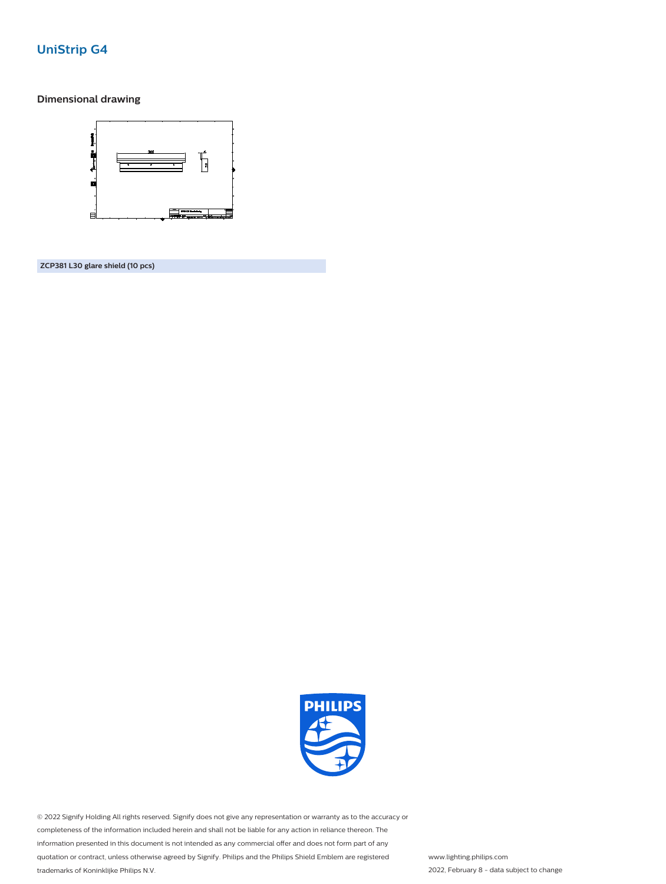# UniStrip G4

## Dimensional drawing

300

15

**ZCP381 L30 glare shield (10 pcs)**

© 2022 Signify Holding All rights reserved. Signify does not give any representation or warranty as to the accuracy or completeness of the information included herein and shall not be liable for any action in reliance thereon. The information presented in this document is not intended as any commercial offer and does not form part of any quotation or contract, unless otherwise agreed by Signify. Philips and the Philips Shield Emblem are registered trademarks of Koninklijke Philips N.V.

www.lighting.philips.com

2022, February 8 - data subject to change